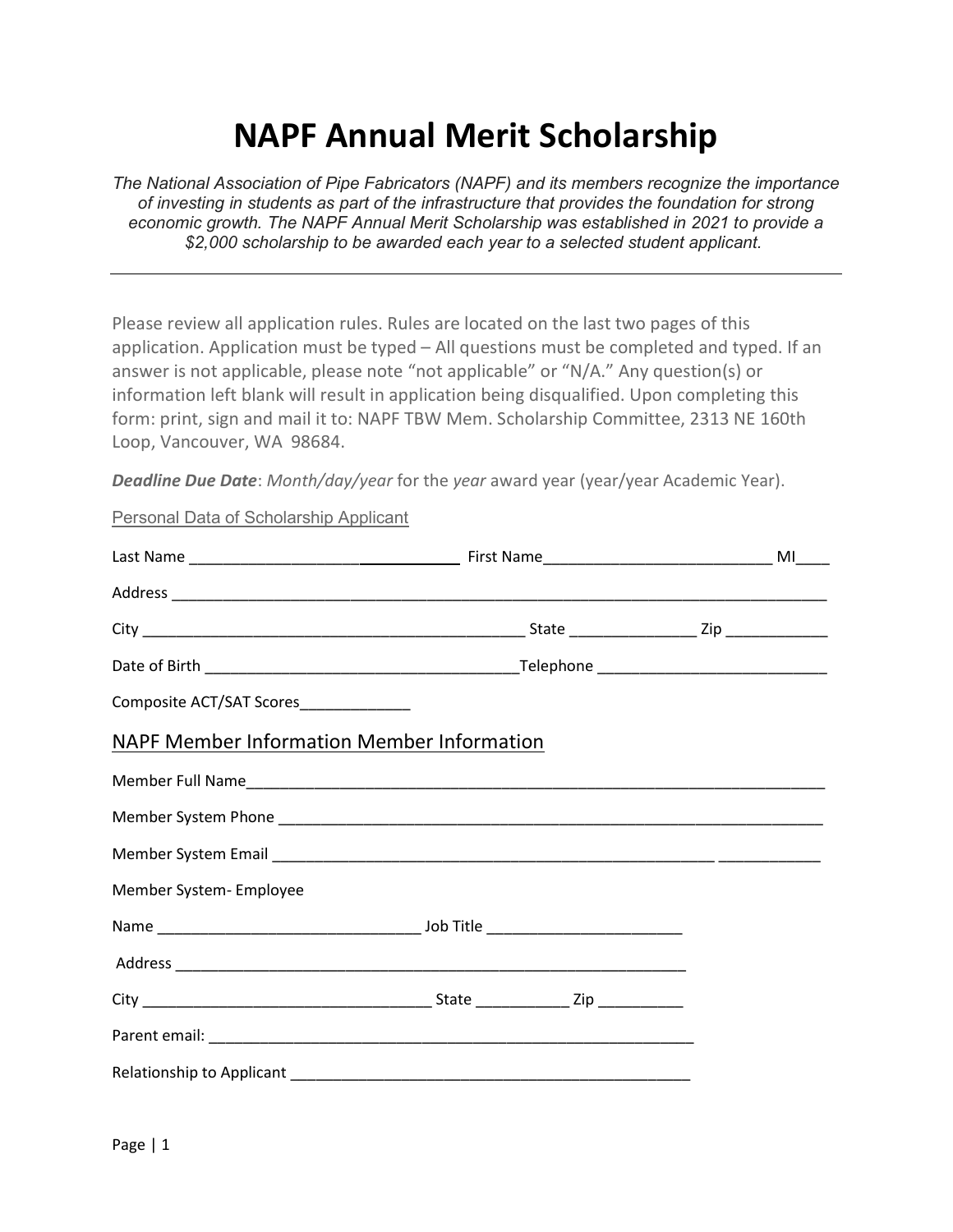# NAPF Annual Merit Scholarship

*The National Association of Pipe Fabricators (NAPF) and its members recognize the importance of investing in students as part of the infrastructure that provides the foundation for strong economic growth. The NAPF Annual Merit Scholarship was established in 2021 to provide a $2,000 scholarship to be awarded each year to a selected student applicant.*

---

Please review all application rules. Rules are located on the last two pages of this application. Application must be typed – All questions must be completed and typed. If an answer is not applicable, please note "not applicable" or "N/A." Any question(s) or information left blank will result in application being disqualified. Upon completing this form: print, sign and mail it to: NAPF TBW Mem. Scholarship Committee, 2313 NE 160th Loop, Vancouver, WA 98684.

***Deadline Due Date***: *Month/day/year* for the *year* award year (year/year Academic Year).

Personal Data of Scholarship Applicant

Last Name ________________________________ First Name ___________________________ MI____

Address ___________________________________________________________________________

City _____________________________________________ State _______________ Zip ____________

Date of Birth _____________________________________Telephone ___________________________

Composite ACT/SAT Scores_____________

## NAPF Member Information Member Information

Member Full Name_____________________________________________________________________

Member System Phone _________________________________________________________________

Member System Email ______________________________________________________ ____________

Member System- Employee

Name _______________________________ Job Title _______________________

Address ______________________________________________________________

City __________________________________ State ___________ Zip __________

Parent email: __________________________________________________________

Relationship to Applicant ________________________________________________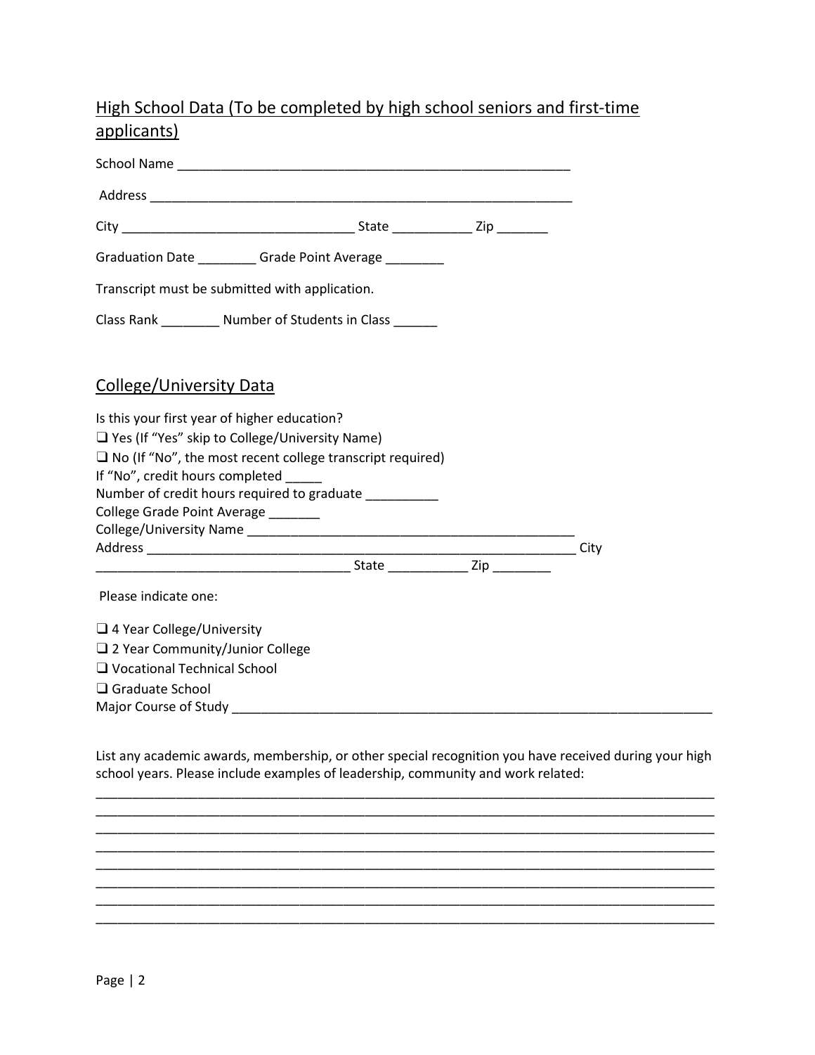## High School Data (To be completed by high school seniors and first-time applicants)

School Name ________________________________________________________

Address ____________________________________________________________

City ________________________________ State ___________ Zip _______

Graduation Date ________ Grade Point Average ________

Transcript must be submitted with application.

Class Rank ________ Number of Students in Class ______

## College/University Data

Is this your first year of higher education?
❑ Yes (If "Yes" skip to College/University Name)
❑ No (If "No", the most recent college transcript required)
If "No", credit hours completed _____
Number of credit hours required to graduate __________
College Grade Point Average _______
College/University Name ______________________________________________
Address ____________________________________________________________ City
__________________________________ State ___________ Zip ________

Please indicate one:

❑ 4 Year College/University
❑ 2 Year Community/Junior College
❑ Vocational Technical School
❑ Graduate School
Major Course of Study ____________________________________________________________________

List any academic awards, membership, or other special recognition you have received during your high school years. Please include examples of leadership, community and work related:

_____________________________________________________________________________________
_____________________________________________________________________________________
_____________________________________________________________________________________
_____________________________________________________________________________________
_____________________________________________________________________________________
_____________________________________________________________________________________
_____________________________________________________________________________________
_____________________________________________________________________________________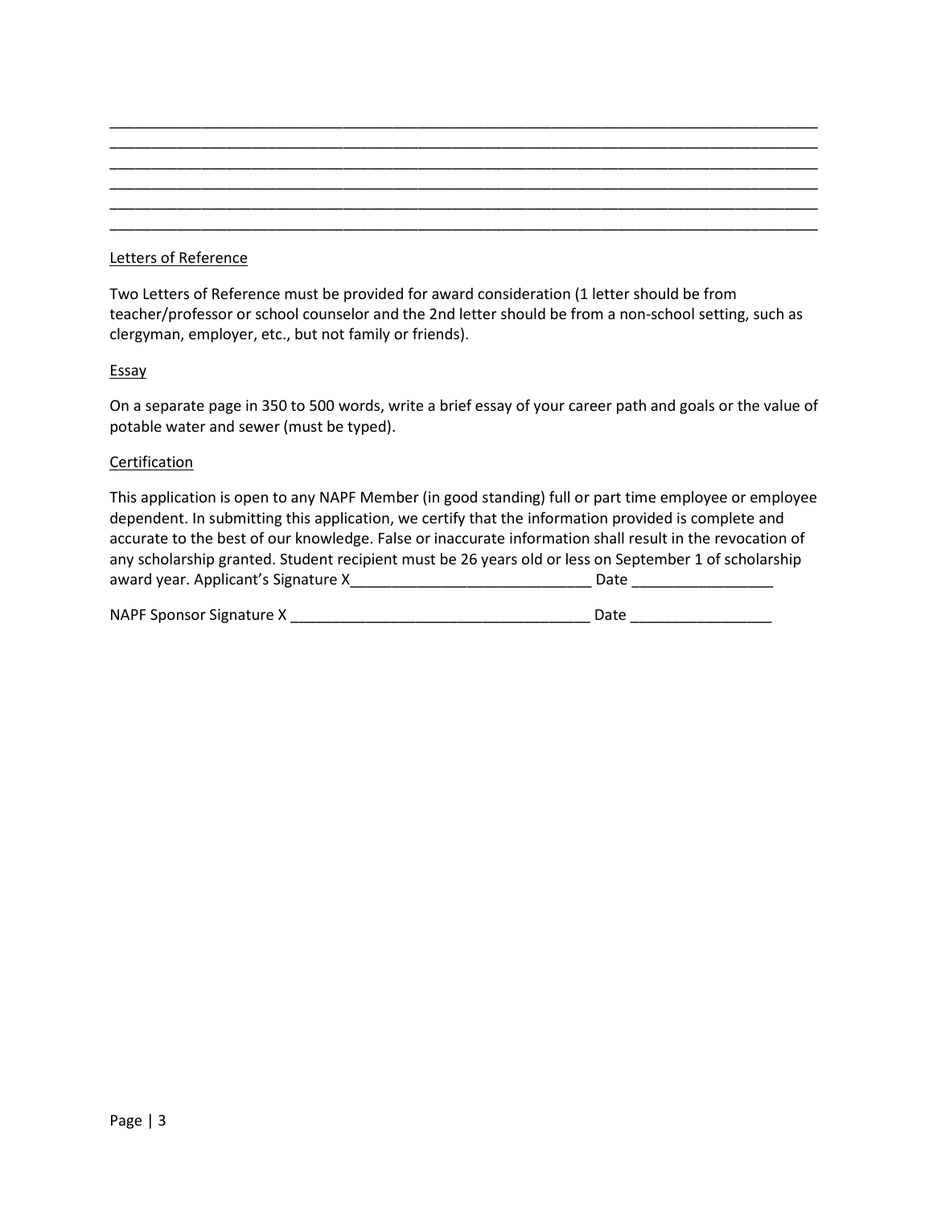\_\_\_\_\_\_\_\_\_\_\_\_\_\_\_\_\_\_\_\_\_\_\_\_\_\_\_\_\_\_\_\_\_\_\_\_\_\_\_\_\_\_\_\_\_\_\_\_\_\_\_\_\_\_\_\_\_\_\_\_\_\_\_\_\_\_\_\_\_\_\_\_\_\_\_\_\_\_\_\_\_\_\_\_
\_\_\_\_\_\_\_\_\_\_\_\_\_\_\_\_\_\_\_\_\_\_\_\_\_\_\_\_\_\_\_\_\_\_\_\_\_\_\_\_\_\_\_\_\_\_\_\_\_\_\_\_\_\_\_\_\_\_\_\_\_\_\_\_\_\_\_\_\_\_\_\_\_\_\_\_\_\_\_\_\_\_\_\_
\_\_\_\_\_\_\_\_\_\_\_\_\_\_\_\_\_\_\_\_\_\_\_\_\_\_\_\_\_\_\_\_\_\_\_\_\_\_\_\_\_\_\_\_\_\_\_\_\_\_\_\_\_\_\_\_\_\_\_\_\_\_\_\_\_\_\_\_\_\_\_\_\_\_\_\_\_\_\_\_\_\_\_\_
\_\_\_\_\_\_\_\_\_\_\_\_\_\_\_\_\_\_\_\_\_\_\_\_\_\_\_\_\_\_\_\_\_\_\_\_\_\_\_\_\_\_\_\_\_\_\_\_\_\_\_\_\_\_\_\_\_\_\_\_\_\_\_\_\_\_\_\_\_\_\_\_\_\_\_\_\_\_\_\_\_\_\_\_
\_\_\_\_\_\_\_\_\_\_\_\_\_\_\_\_\_\_\_\_\_\_\_\_\_\_\_\_\_\_\_\_\_\_\_\_\_\_\_\_\_\_\_\_\_\_\_\_\_\_\_\_\_\_\_\_\_\_\_\_\_\_\_\_\_\_\_\_\_\_\_\_\_\_\_\_\_\_\_\_\_\_\_\_
\_\_\_\_\_\_\_\_\_\_\_\_\_\_\_\_\_\_\_\_\_\_\_\_\_\_\_\_\_\_\_\_\_\_\_\_\_\_\_\_\_\_\_\_\_\_\_\_\_\_\_\_\_\_\_\_\_\_\_\_\_\_\_\_\_\_\_\_\_\_\_\_\_\_\_\_\_\_\_\_\_\_\_\_

<u>Letters of Reference</u>

Two Letters of Reference must be provided for award consideration (1 letter should be from teacher/professor or school counselor and the 2nd letter should be from a non-school setting, such as clergyman, employer, etc., but not family or friends).

<u>Essay</u>

On a separate page in 350 to 500 words, write a brief essay of your career path and goals or the value of potable water and sewer (must be typed).

<u>Certification</u>

This application is open to any NAPF Member (in good standing) full or part time employee or employee dependent. In submitting this application, we certify that the information provided is complete and accurate to the best of our knowledge. False or inaccurate information shall result in the revocation of any scholarship granted. Student recipient must be 26 years old or less on September 1 of scholarship award year. Applicant's Signature X\_\_\_\_\_\_\_\_\_\_\_\_\_\_\_\_\_\_\_\_\_\_\_\_\_\_\_\_\_\_ Date \_\_\_\_\_\_\_\_\_\_\_\_\_\_\_\_\_

NAPF Sponsor Signature X \_\_\_\_\_\_\_\_\_\_\_\_\_\_\_\_\_\_\_\_\_\_\_\_\_\_\_\_\_\_\_\_\_\_\_\_\_ Date \_\_\_\_\_\_\_\_\_\_\_\_\_\_\_\_\_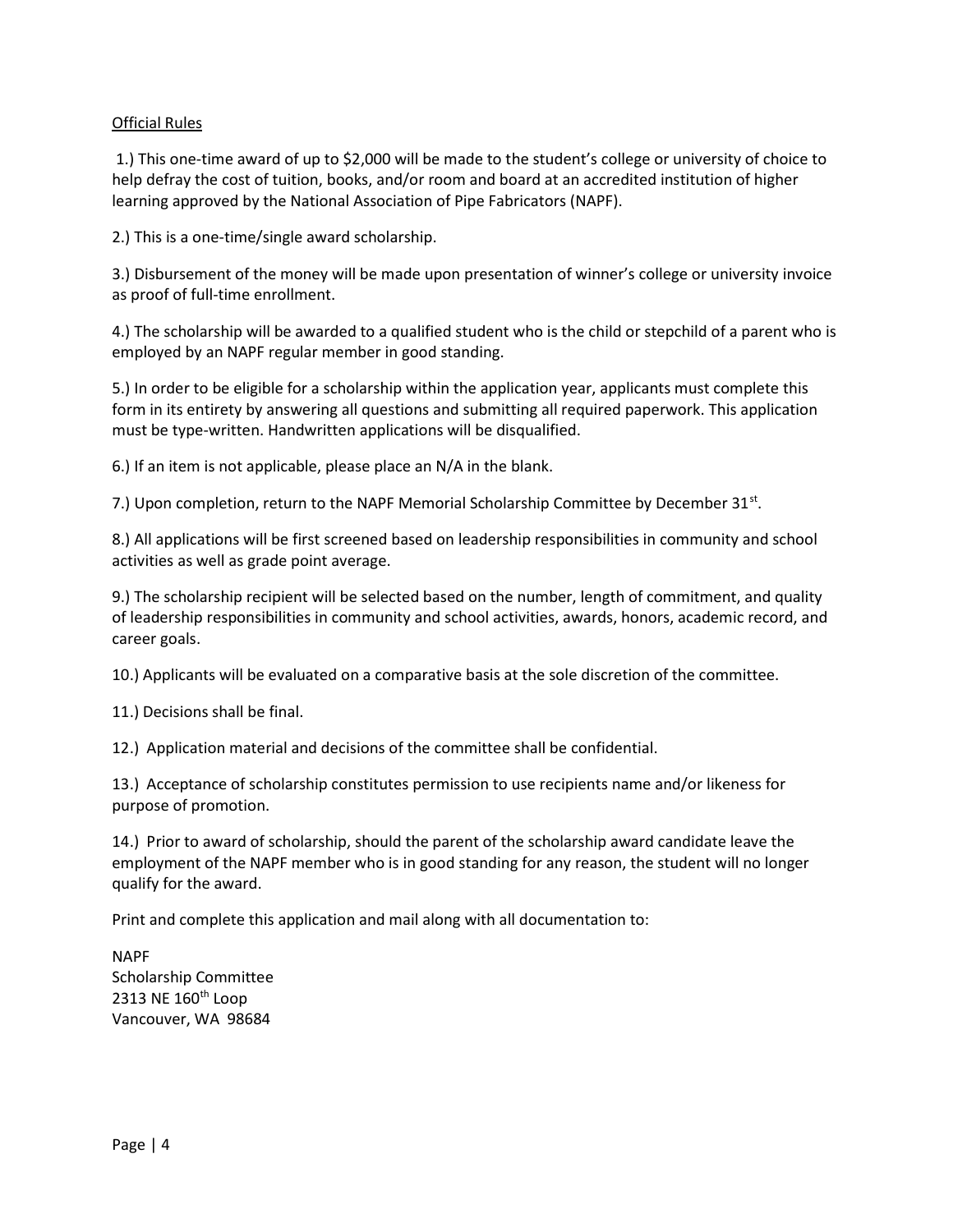Official Rules

1.) This one-time award of up to $2,000 will be made to the student's college or university of choice to help defray the cost of tuition, books, and/or room and board at an accredited institution of higher learning approved by the National Association of Pipe Fabricators (NAPF).

2.) This is a one-time/single award scholarship.

3.) Disbursement of the money will be made upon presentation of winner's college or university invoice as proof of full-time enrollment.

4.) The scholarship will be awarded to a qualified student who is the child or stepchild of a parent who is employed by an NAPF regular member in good standing.

5.) In order to be eligible for a scholarship within the application year, applicants must complete this form in its entirety by answering all questions and submitting all required paperwork. This application must be type-written. Handwritten applications will be disqualified.

6.) If an item is not applicable, please place an N/A in the blank.

7.) Upon completion, return to the NAPF Memorial Scholarship Committee by December 31st.

8.) All applications will be first screened based on leadership responsibilities in community and school activities as well as grade point average.

9.) The scholarship recipient will be selected based on the number, length of commitment, and quality of leadership responsibilities in community and school activities, awards, honors, academic record, and career goals.

10.) Applicants will be evaluated on a comparative basis at the sole discretion of the committee.

11.) Decisions shall be final.

12.) Application material and decisions of the committee shall be confidential.

13.) Acceptance of scholarship constitutes permission to use recipients name and/or likeness for purpose of promotion.

14.) Prior to award of scholarship, should the parent of the scholarship award candidate leave the employment of the NAPF member who is in good standing for any reason, the student will no longer qualify for the award.

Print and complete this application and mail along with all documentation to:

NAPF
Scholarship Committee
2313 NE 160th Loop
Vancouver, WA 98684